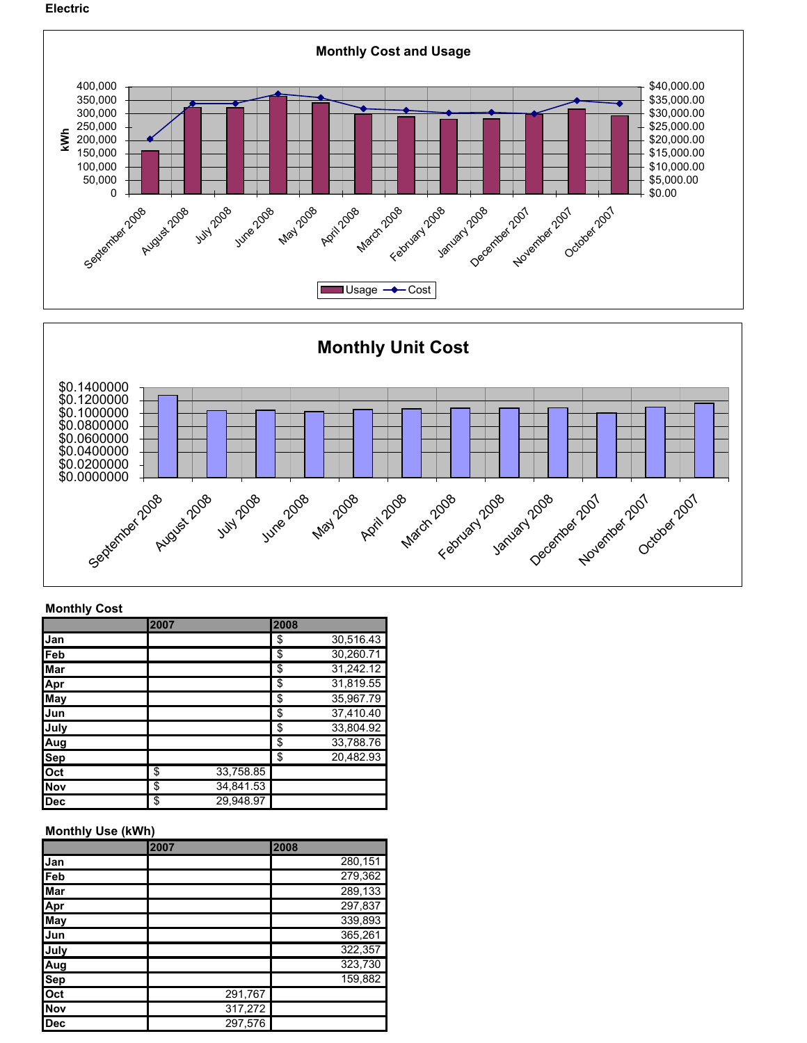**Electric**

Monthly Cost and Usage

Monthly Unit Cost

**Monthly Cost**

| | 2007 | 2008 |
|---|---|---|
| Jan | | $ 30,516.43 |
| Feb | | $ 30,260.71 |
| Mar | | $ 31,242.12 |
| Apr | | $ 31,819.55 |
| May | | $ 35,967.79 |
| Jun | | $ 37,410.40 |
| July | | $ 33,804.92 |
| Aug | | $ 33,788.76 |
| Sep | | $ 20,482.93 |
| Oct | $ 33,758.85 | |
| Nov | $ 34,841.53 | |
| Dec | $ 29,948.97 | |

**Monthly Use (kWh)**

| | 2007 | 2008 |
|---|---|---|
| Jan | | 280,151 |
| Feb | | 279,362 |
| Mar | | 289,133 |
| Apr | | 297,837 |
| May | | 339,893 |
| Jun | | 365,261 |
| July | | 322,357 |
| Aug | | 323,730 |
| Sep | | 159,882 |
| Oct | 291,767 | |
| Nov | 317,272 | |
| Dec | 297,576 | |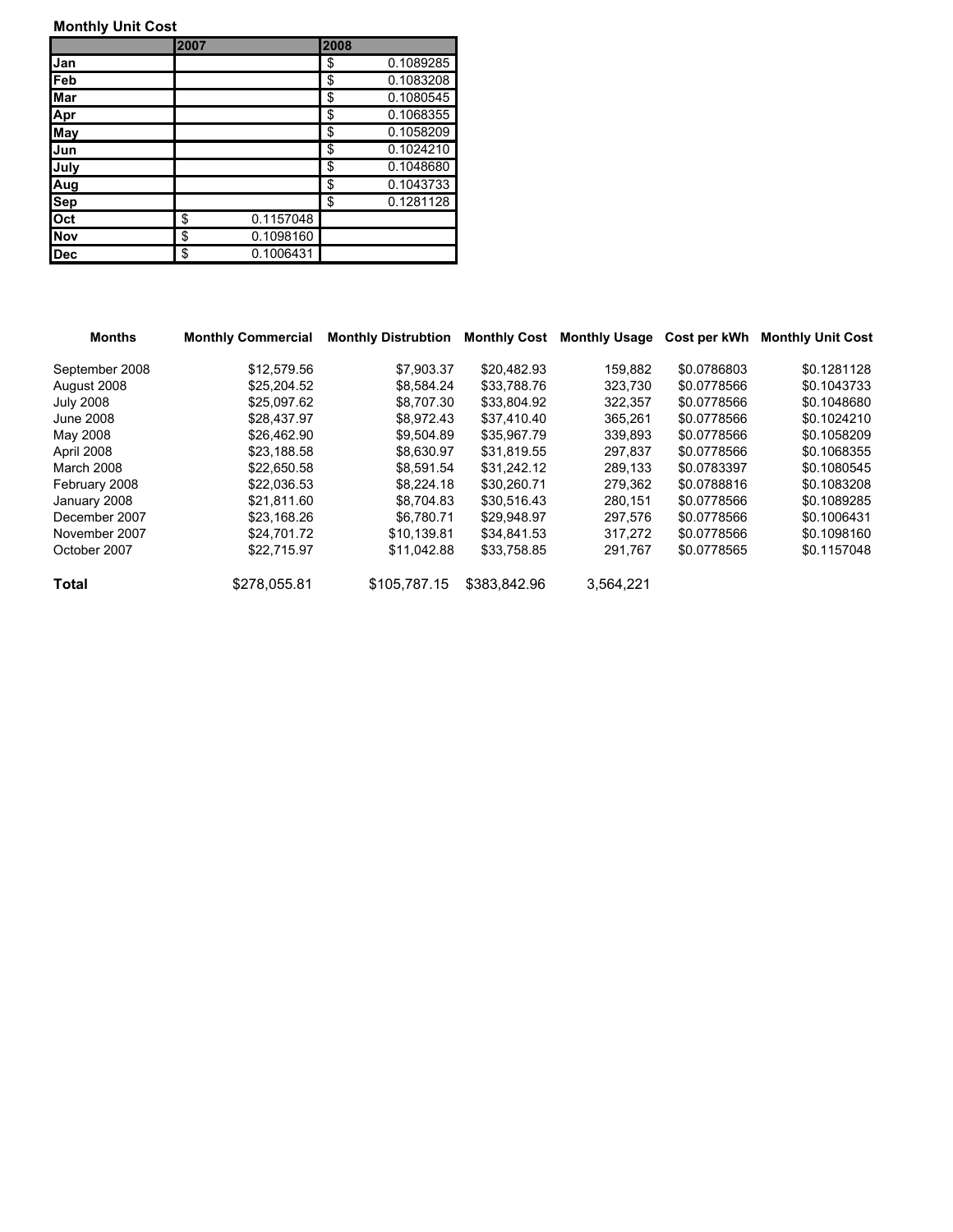**Monthly Unit Cost**

| | 2007 | 2008 |
|---|---|---|
| Jan | | $ 0.1089285 |
| Feb | | $ 0.1083208 |
| Mar | | $ 0.1080545 |
| Apr | | $ 0.1068355 |
| May | | $ 0.1058209 |
| Jun | | $ 0.1024210 |
| July | | $ 0.1048680 |
| Aug | | $ 0.1043733 |
| Sep | | $ 0.1281128 |
| Oct | $ 0.1157048 | |
| Nov | $ 0.1098160 | |
| Dec | $ 0.1006431 | |

| Months | Monthly Commercial | Monthly Distrubtion | Monthly Cost | Monthly Usage | Cost per kWh | Monthly Unit Cost |
|---|---|---|---|---|---|---|
| September 2008 | $12,579.56 | $7,903.37 | $20,482.93 | 159,882 | $0.0786803 | $0.1281128 |
| August 2008 | $25,204.52 | $8,584.24 | $33,788.76 | 323,730 | $0.0778566 | $0.1043733 |
| July 2008 | $25,097.62 | $8,707.30 | $33,804.92 | 322,357 | $0.0778566 | $0.1048680 |
| June 2008 | $28,437.97 | $8,972.43 | $37,410.40 | 365,261 | $0.0778566 | $0.1024210 |
| May 2008 | $26,462.90 | $9,504.89 | $35,967.79 | 339,893 | $0.0778566 | $0.1058209 |
| April 2008 | $23,188.58 | $8,630.97 | $31,819.55 | 297,837 | $0.0778566 | $0.1068355 |
| March 2008 | $22,650.58 | $8,591.54 | $31,242.12 | 289,133 | $0.0783397 | $0.1080545 |
| February 2008 | $22,036.53 | $8,224.18 | $30,260.71 | 279,362 | $0.0788816 | $0.1083208 |
| January 2008 | $21,811.60 | $8,704.83 | $30,516.43 | 280,151 | $0.0778566 | $0.1089285 |
| December 2007 | $23,168.26 | $6,780.71 | $29,948.97 | 297,576 | $0.0778566 | $0.1006431 |
| November 2007 | $24,701.72 | $10,139.81 | $34,841.53 | 317,272 | $0.0778566 | $0.1098160 |
| October 2007 | $22,715.97 | $11,042.88 | $33,758.85 | 291,767 | $0.0778565 | $0.1157048 |
| **Total** | $278,055.81 | $105,787.15 | $383,842.96 | 3,564,221 | | |